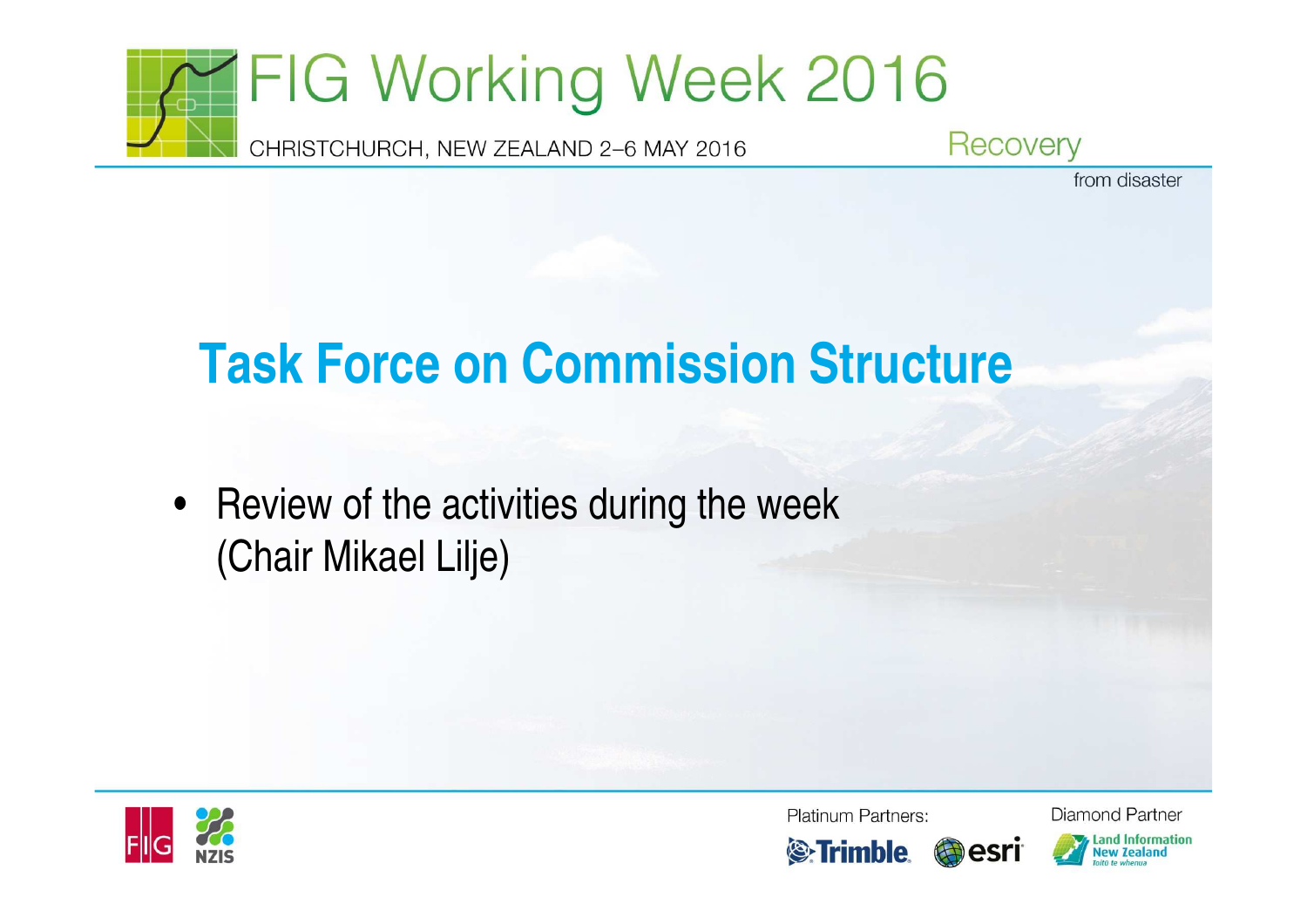# Task Force on Commission Structure

- Review of the activities during the week (Chair Mikael Lilje)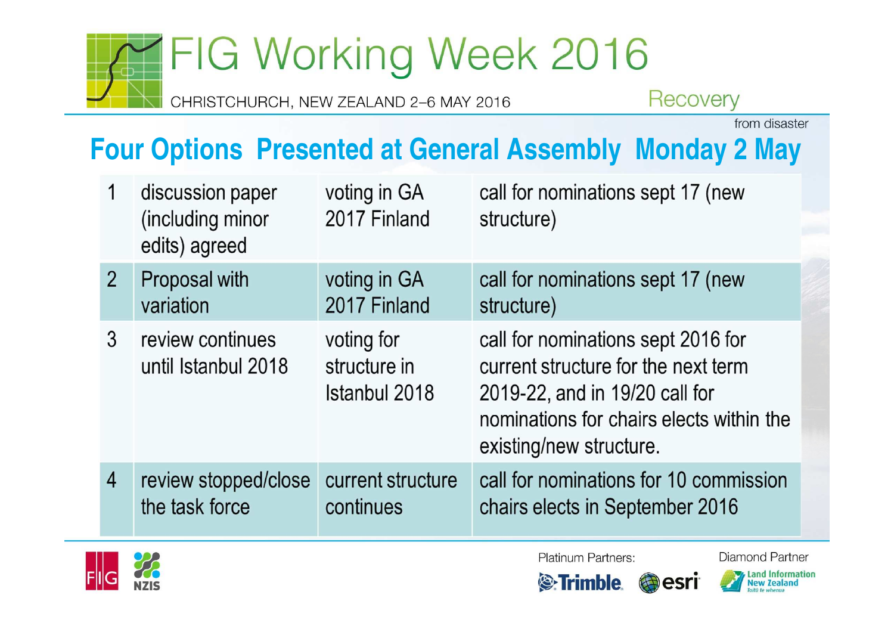## Four Options Presented at General Assembly Monday 2 May

| | | | |
|---|---|---|---|
| 1 | discussion paper (including minor edits) agreed | voting in GA 2017 Finland | call for nominations sept 17 (new structure) |
| 2 | Proposal with variation | voting in GA 2017 Finland | call for nominations sept 17 (new structure) |
| 3 | review continues until Istanbul 2018 | voting for structure in Istanbul 2018 | call for nominations sept 2016 for current structure for the next term 2019-22, and in 19/20 call for nominations for chairs elects within the existing/new structure. |
| 4 | review stopped/close the task force | current structure continues | call for nominations for 10 commission chairs elects in September 2016 |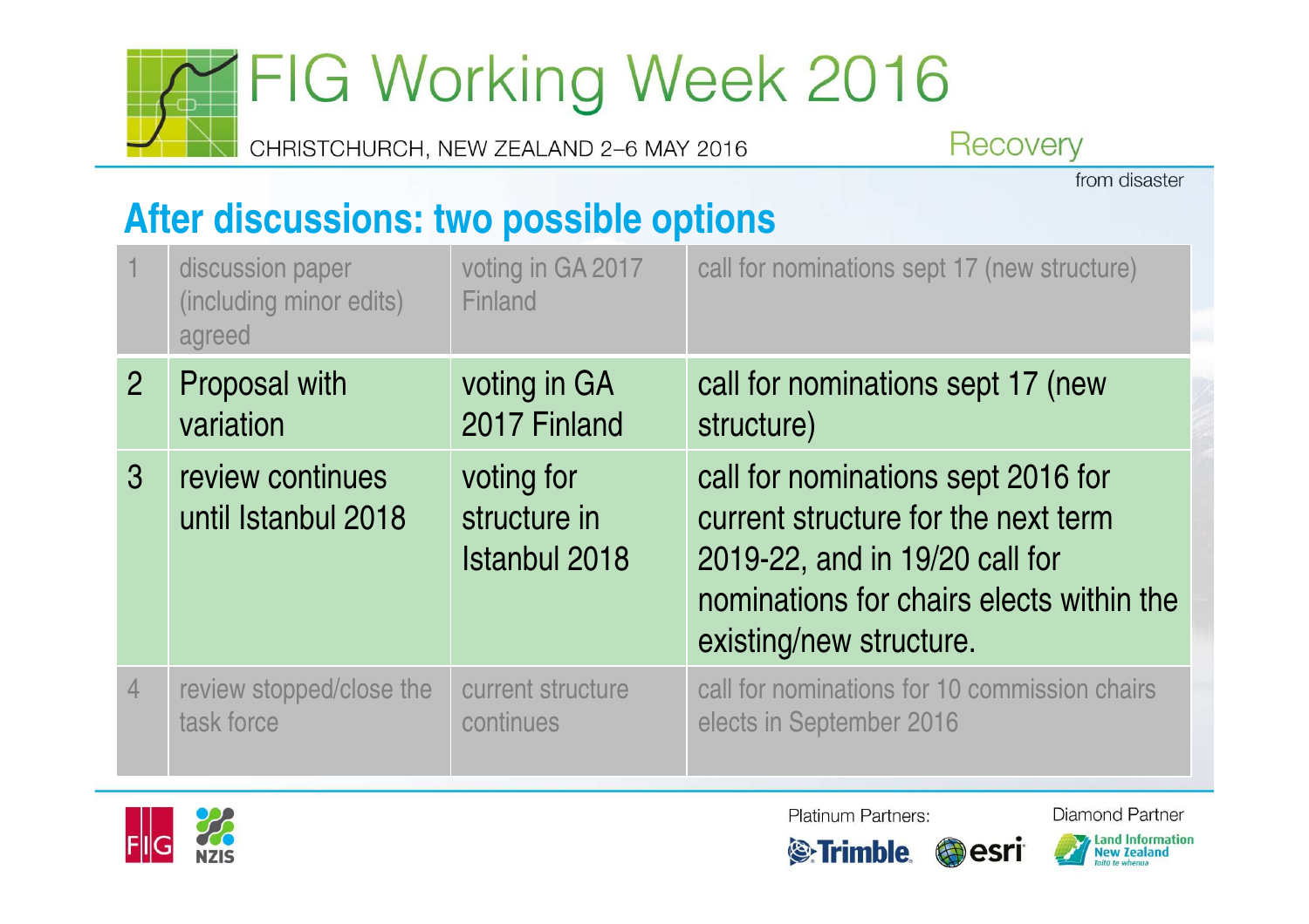## After discussions: two possible options

| | | | |
|---|---|---|---|
| 1 | discussion paper (including minor edits) agreed | voting in GA 2017 Finland | call for nominations sept 17 (new structure) |
| 2 | Proposal with variation | voting in GA 2017 Finland | call for nominations sept 17 (new structure) |
| 3 | review continues until Istanbul 2018 | voting for structure in Istanbul 2018 | call for nominations sept 2016 for current structure for the next term 2019-22, and in 19/20 call for nominations for chairs elects within the existing/new structure. |
| 4 | review stopped/close the task force | current structure continues | call for nominations for 10 commission chairs elects in September 2016 |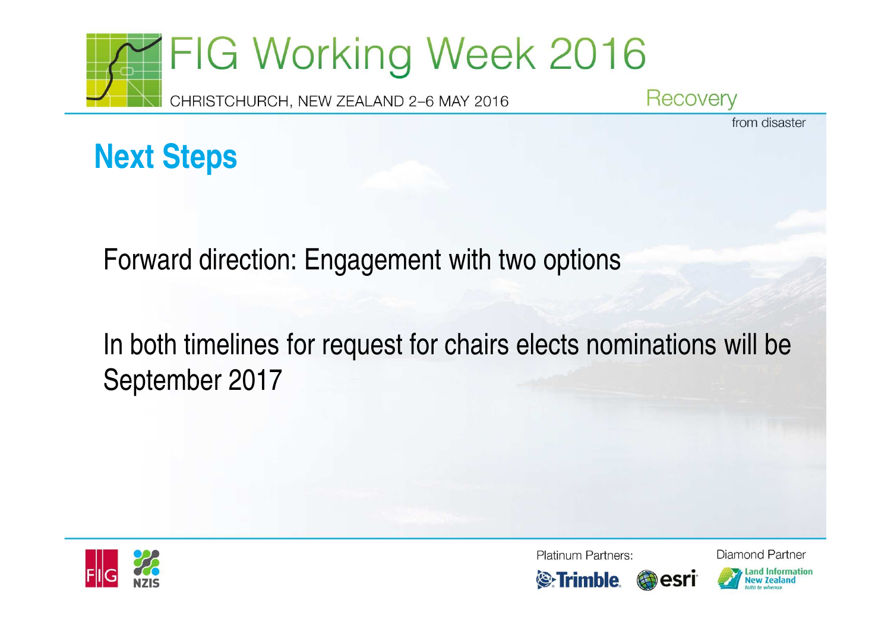## Next Steps

Forward direction: Engagement with two options

In both timelines for request for chairs elects nominations will be September 2017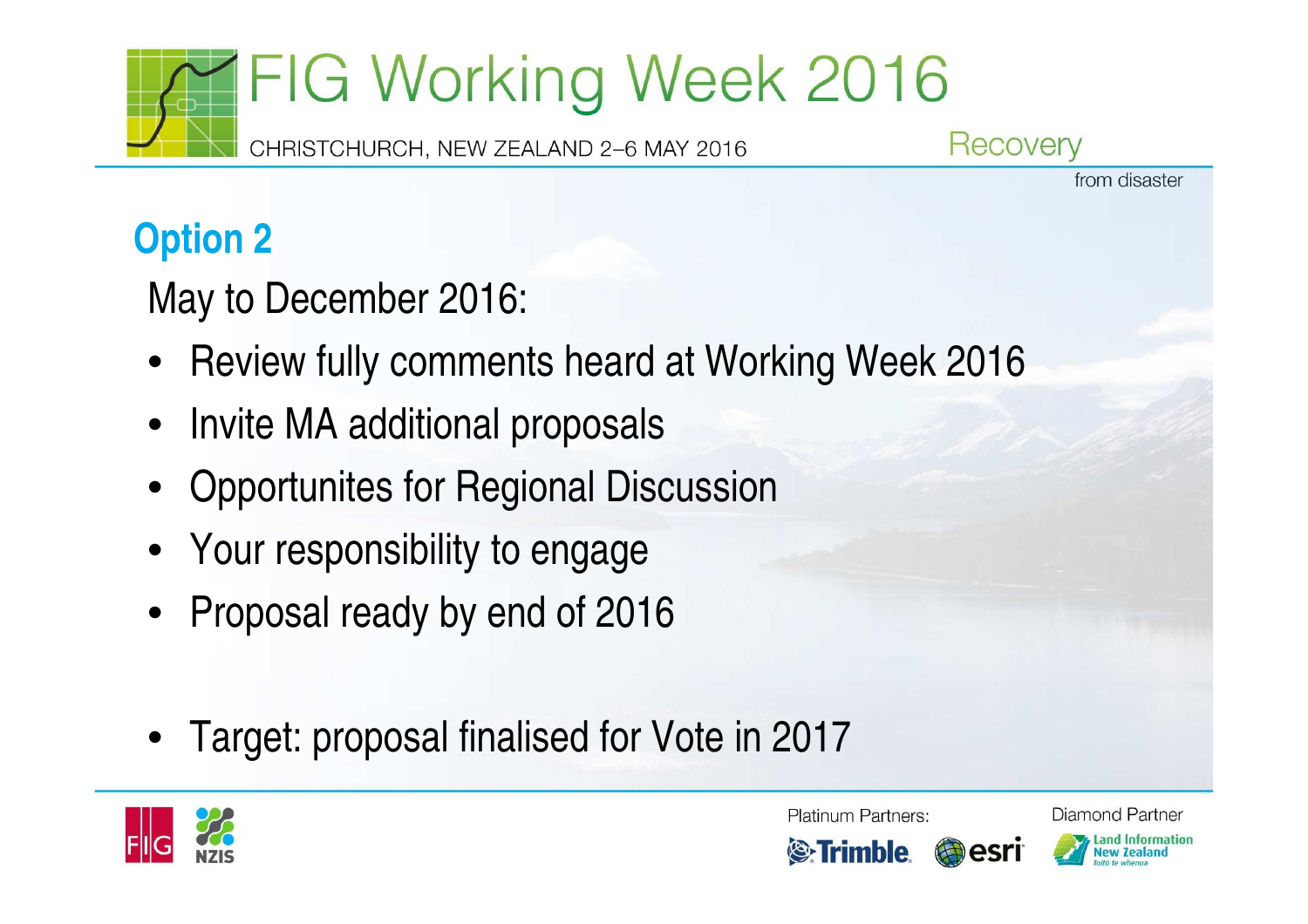## Option 2

May to December 2016:

- Review fully comments heard at Working Week 2016
- Invite MA additional proposals
- Opportunites for Regional Discussion
- Your responsibility to engage
- Proposal ready by end of 2016

- Target: proposal finalised for Vote in 2017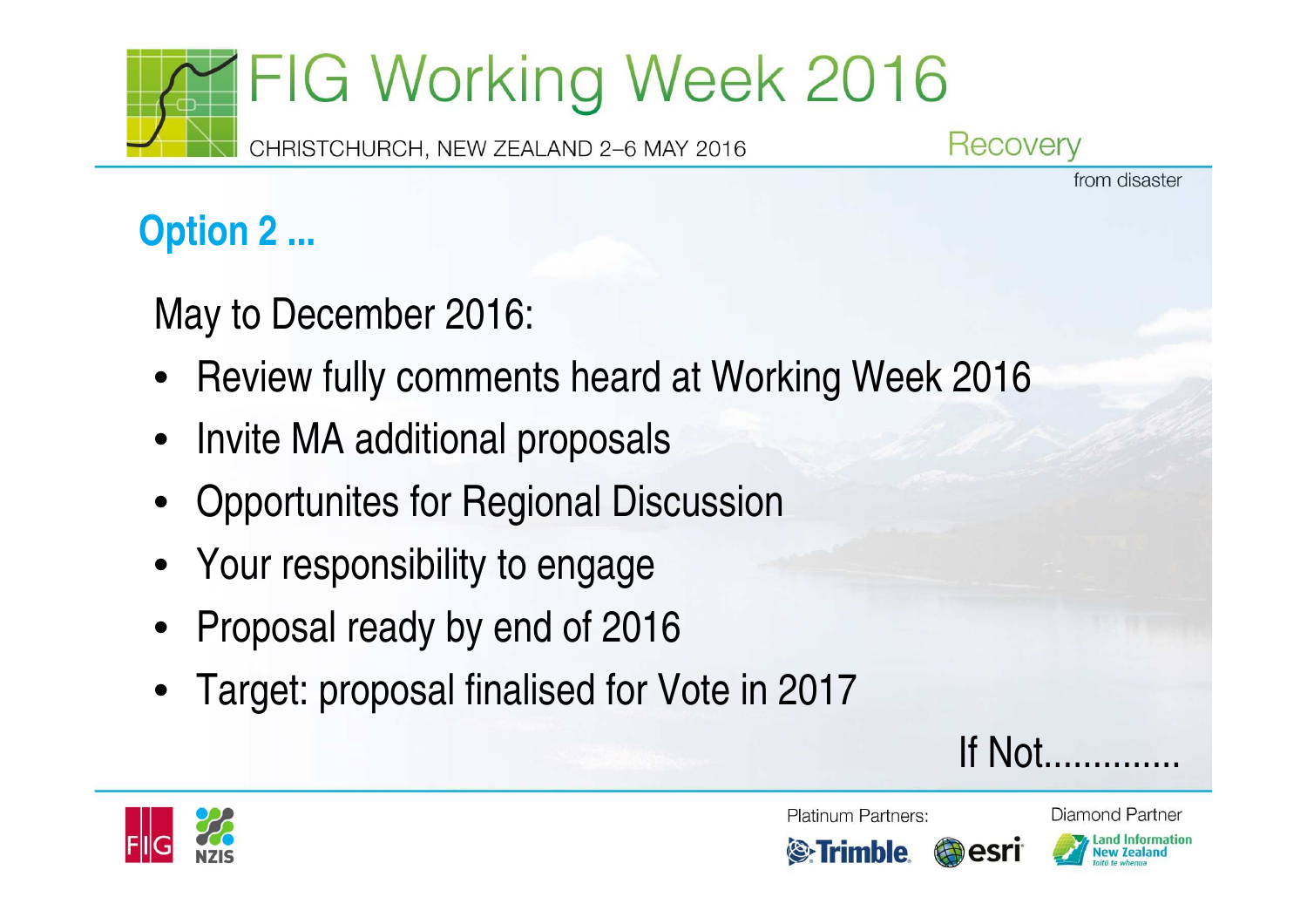## Option 2 ...

May to December 2016:

- Review fully comments heard at Working Week 2016
- Invite MA additional proposals
- Opportunites for Regional Discussion
- Your responsibility to engage
- Proposal ready by end of 2016
- Target: proposal finalised for Vote in 2017

If Not.............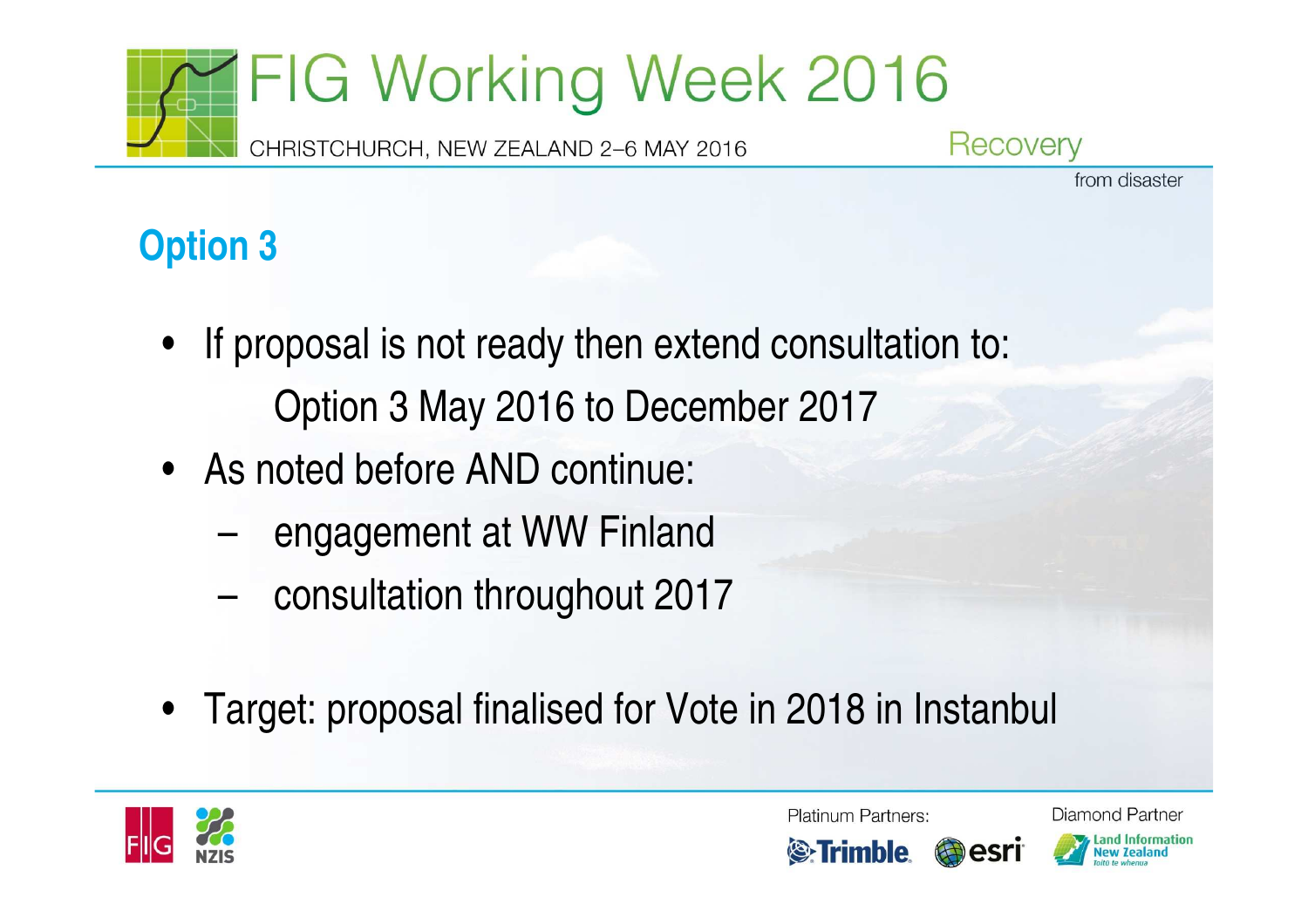## Option 3

- If proposal is not ready then extend consultation to:

  Option 3 May 2016 to December 2017

- As noted before AND continue:
  - engagement at WW Finland
  - consultation throughout 2017

- Target: proposal finalised for Vote in 2018 in Instanbul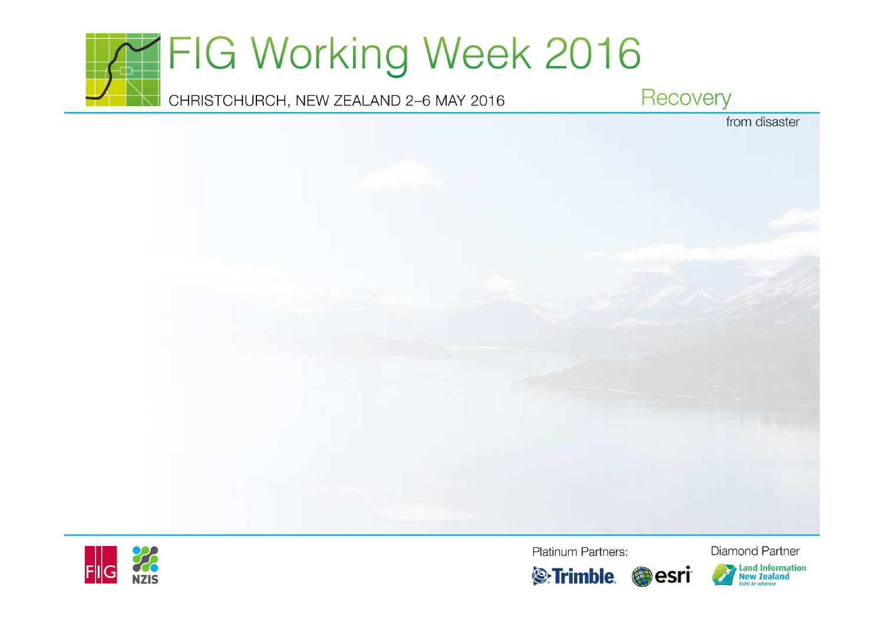# FIG Working Week 2016

CHRISTCHURCH, NEW ZEALAND 2–6 MAY 2016

Recovery

from disaster

Platinum Partners:

Trimble. esri

Diamond Partner

Land Information New Zealand

Toitū te whenua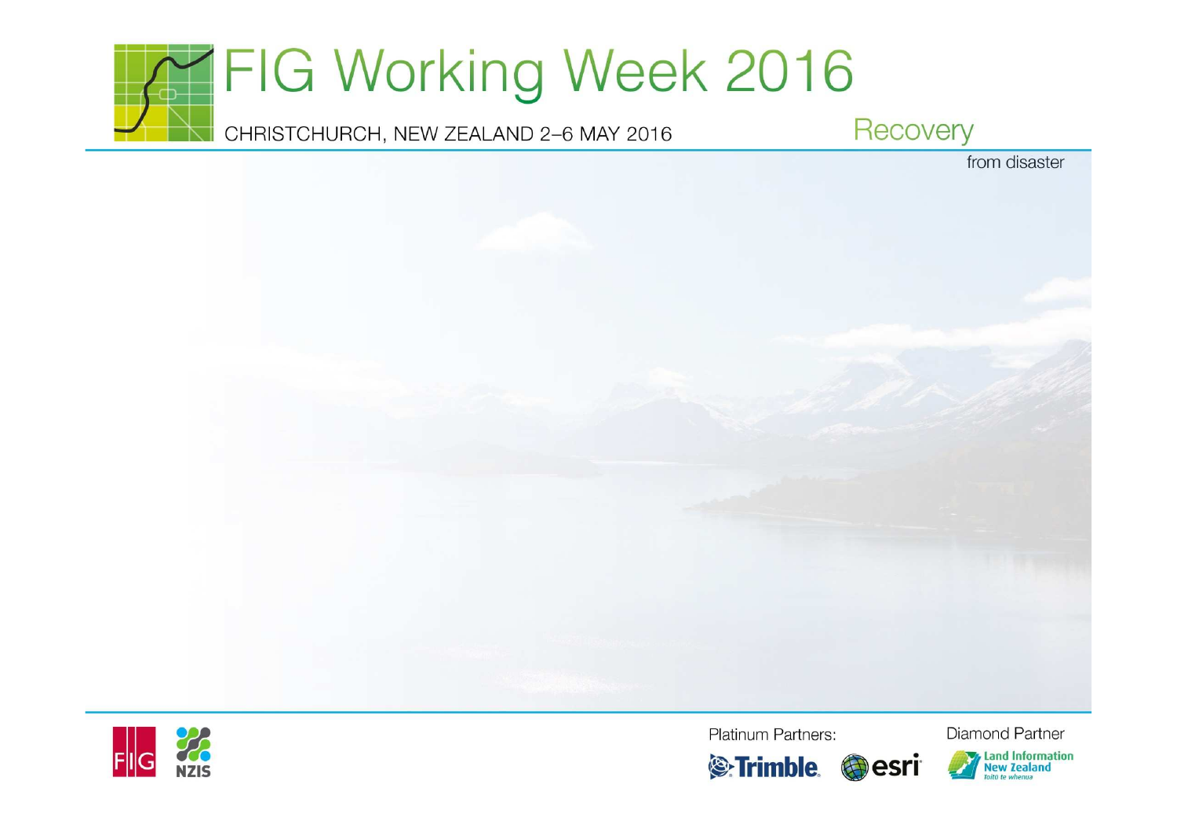# FIG Working Week 2016

CHRISTCHURCH, NEW ZEALAND 2–6 MAY 2016

Recovery from disaster

Platinum Partners:

Diamond Partner